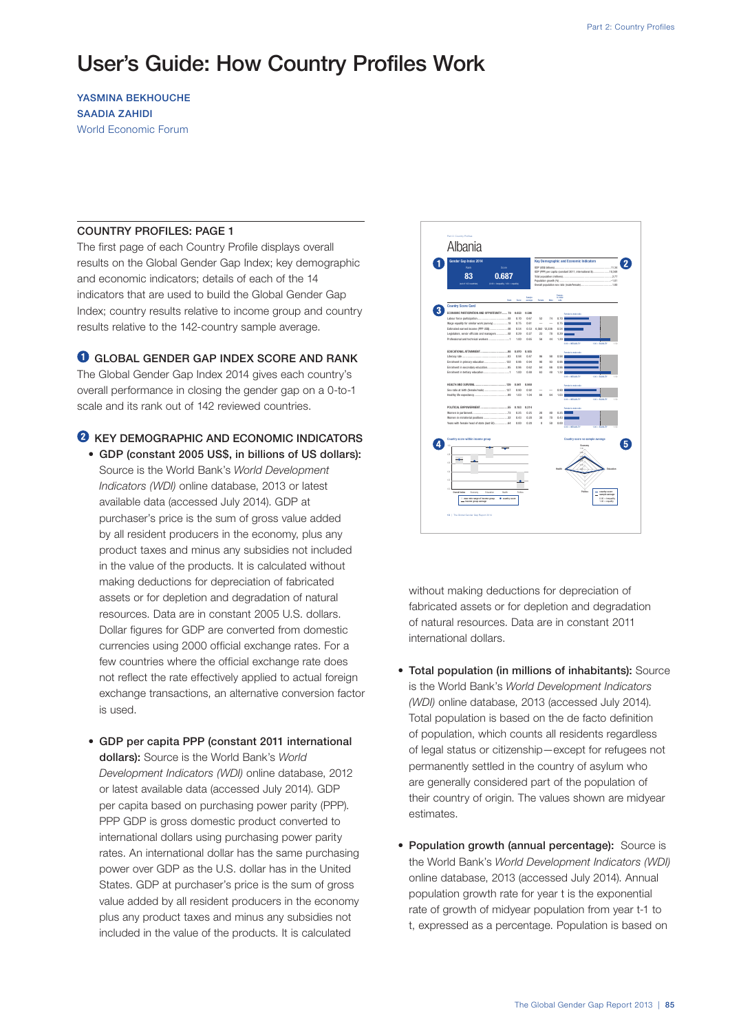# User's Guide: How Country Profiles Work

YASMINA BEKHOUCHE
SAADIA ZAHIDI
World Economic Forum

## COUNTRY PROFILES: PAGE 1

The first page of each Country Profile displays overall results on the Global Gender Gap Index; key demographic and economic indicators; details of each of the 14 indicators that are used to build the Global Gender Gap Index; country results relative to income group and country results relative to the 142-country sample average.

### 1 GLOBAL GENDER GAP INDEX SCORE AND RANK

The Global Gender Gap Index 2014 gives each country's overall performance in closing the gender gap on a 0-to-1 scale and its rank out of 142 reviewed countries.

### 2 KEY DEMOGRAPHIC AND ECONOMIC INDICATORS

- **GDP (constant 2005 US$, in billions of US dollars):** Source is the World Bank's *World Development Indicators (WDI)* online database, 2013 or latest available data (accessed July 2014). GDP at purchaser's price is the sum of gross value added by all resident producers in the economy, plus any product taxes and minus any subsidies not included in the value of the products. It is calculated without making deductions for depreciation of fabricated assets or for depletion and degradation of natural resources. Data are in constant 2005 U.S. dollars. Dollar figures for GDP are converted from domestic currencies using 2000 official exchange rates. For a few countries where the official exchange rate does not reflect the rate effectively applied to actual foreign exchange transactions, an alternative conversion factor is used.

- **GDP per capita PPP (constant 2011 international dollars):** Source is the World Bank's *World Development Indicators (WDI)* online database, 2012 or latest available data (accessed July 2014). GDP per capita based on purchasing power parity (PPP). PPP GDP is gross domestic product converted to international dollars using purchasing power parity rates. An international dollar has the same purchasing power over GDP as the U.S. dollar has in the United States. GDP at purchaser's price is the sum of gross value added by all resident producers in the economy plus any product taxes and minus any subsidies not included in the value of the products. It is calculated without making deductions for depreciation of fabricated assets or for depletion and degradation of natural resources. Data are in constant 2011 international dollars.

- **Total population (in millions of inhabitants):** Source is the World Bank's *World Development Indicators (WDI)* online database, 2013 (accessed July 2014). Total population is based on the de facto definition of population, which counts all residents regardless of legal status or citizenship—except for refugees not permanently settled in the country of asylum who are generally considered part of the population of their country of origin. The values shown are midyear estimates.

- **Population growth (annual percentage):** Source is the World Bank's *World Development Indicators (WDI)* online database, 2013 (accessed July 2014). Annual population growth rate for year t is the exponential rate of growth of midyear population from year t-1 to t, expressed as a percentage. Population is based on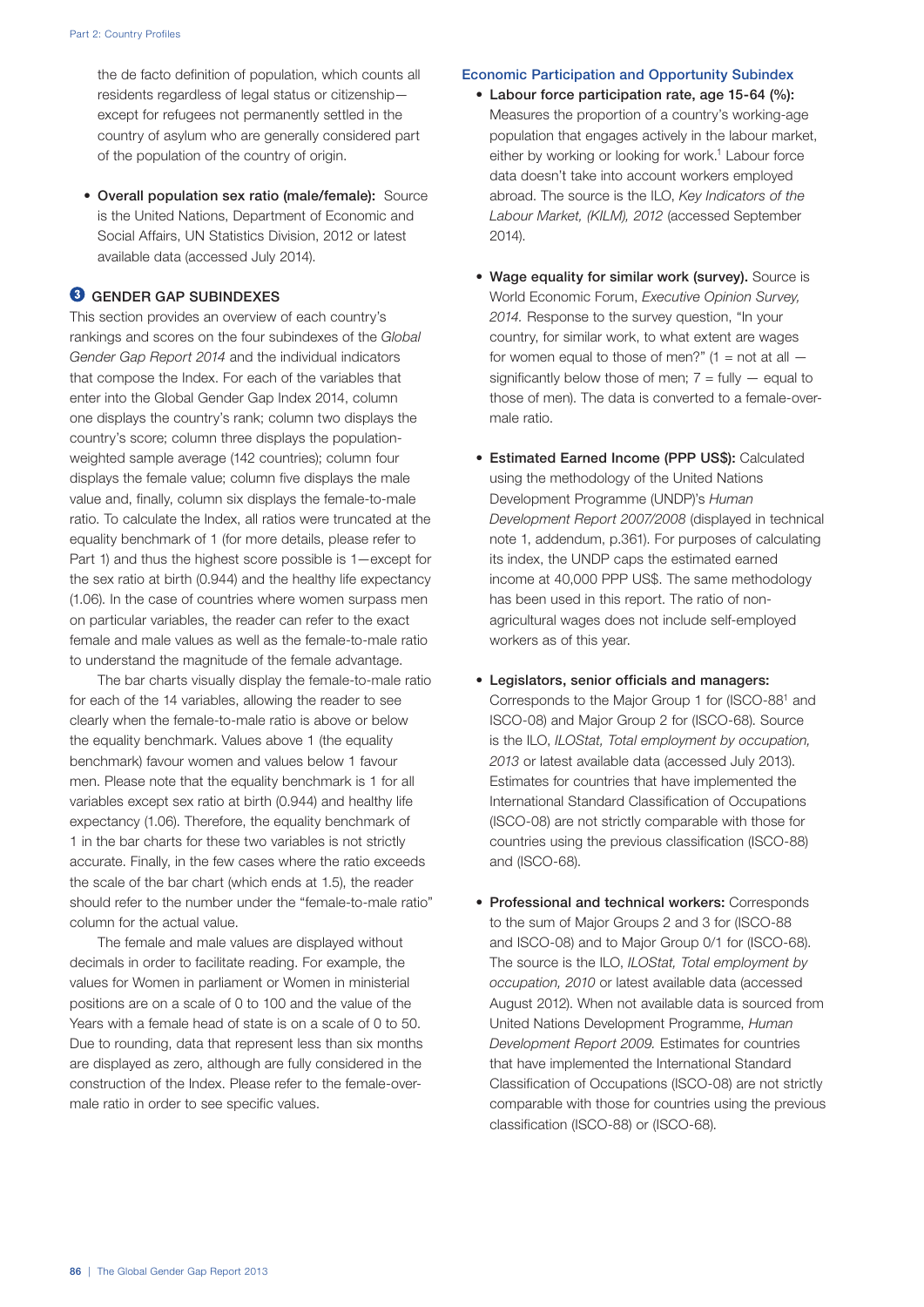the de facto definition of population, which counts all residents regardless of legal status or citizenship—except for refugees not permanently settled in the country of asylum who are generally considered part of the population of the country of origin.

- **Overall population sex ratio (male/female):** Source is the United Nations, Department of Economic and Social Affairs, UN Statistics Division, 2012 or latest available data (accessed July 2014).

## 3 GENDER GAP SUBINDEXES

This section provides an overview of each country's rankings and scores on the four subindexes of the *Global Gender Gap Report 2014* and the individual indicators that compose the Index. For each of the variables that enter into the Global Gender Gap Index 2014, column one displays the country's rank; column two displays the country's score; column three displays the population-weighted sample average (142 countries); column four displays the female value; column five displays the male value and, finally, column six displays the female-to-male ratio. To calculate the Index, all ratios were truncated at the equality benchmark of 1 (for more details, please refer to Part 1) and thus the highest score possible is 1—except for the sex ratio at birth (0.944) and the healthy life expectancy (1.06). In the case of countries where women surpass men on particular variables, the reader can refer to the exact female and male values as well as the female-to-male ratio to understand the magnitude of the female advantage.

The bar charts visually display the female-to-male ratio for each of the 14 variables, allowing the reader to see clearly when the female-to-male ratio is above or below the equality benchmark. Values above 1 (the equality benchmark) favour women and values below 1 favour men. Please note that the equality benchmark is 1 for all variables except sex ratio at birth (0.944) and healthy life expectancy (1.06). Therefore, the equality benchmark of 1 in the bar charts for these two variables is not strictly accurate. Finally, in the few cases where the ratio exceeds the scale of the bar chart (which ends at 1.5), the reader should refer to the number under the "female-to-male ratio" column for the actual value.

The female and male values are displayed without decimals in order to facilitate reading. For example, the values for Women in parliament or Women in ministerial positions are on a scale of 0 to 100 and the value of the Years with a female head of state is on a scale of 0 to 50. Due to rounding, data that represent less than six months are displayed as zero, although are fully considered in the construction of the Index. Please refer to the female-over-male ratio in order to see specific values.

### Economic Participation and Opportunity Subindex

- **Labour force participation rate, age 15-64 (%):** Measures the proportion of a country's working-age population that engages actively in the labour market, either by working or looking for work.[1] Labour force data doesn't take into account workers employed abroad. The source is the ILO, *Key Indicators of the Labour Market, (KILM), 2012* (accessed September 2014).

- **Wage equality for similar work (survey).** Source is World Economic Forum, *Executive Opinion Survey, 2014.* Response to the survey question, "In your country, for similar work, to what extent are wages for women equal to those of men?" (1 = not at all — significantly below those of men; 7 = fully — equal to those of men). The data is converted to a female-over-male ratio.

- **Estimated Earned Income (PPP US$):** Calculated using the methodology of the United Nations Development Programme (UNDP)'s *Human Development Report 2007/2008* (displayed in technical note 1, addendum, p.361). For purposes of calculating its index, the UNDP caps the estimated earned income at 40,000 PPP US$. The same methodology has been used in this report. The ratio of non-agricultural wages does not include self-employed workers as of this year.

- **Legislators, senior officials and managers:** Corresponds to the Major Group 1 for (ISCO-88[1] and ISCO-08) and Major Group 2 for (ISCO-68). Source is the ILO, *ILOStat, Total employment by occupation, 2013* or latest available data (accessed July 2013). Estimates for countries that have implemented the International Standard Classification of Occupations (ISCO-08) are not strictly comparable with those for countries using the previous classification (ISCO-88) and (ISCO-68).

- **Professional and technical workers:** Corresponds to the sum of Major Groups 2 and 3 for (ISCO-88 and ISCO-08) and to Major Group 0/1 for (ISCO-68). The source is the ILO, *ILOStat, Total employment by occupation, 2010* or latest available data (accessed August 2012). When not available data is sourced from United Nations Development Programme, *Human Development Report 2009.* Estimates for countries that have implemented the International Standard Classification of Occupations (ISCO-08) are not strictly comparable with those for countries using the previous classification (ISCO-88) or (ISCO-68).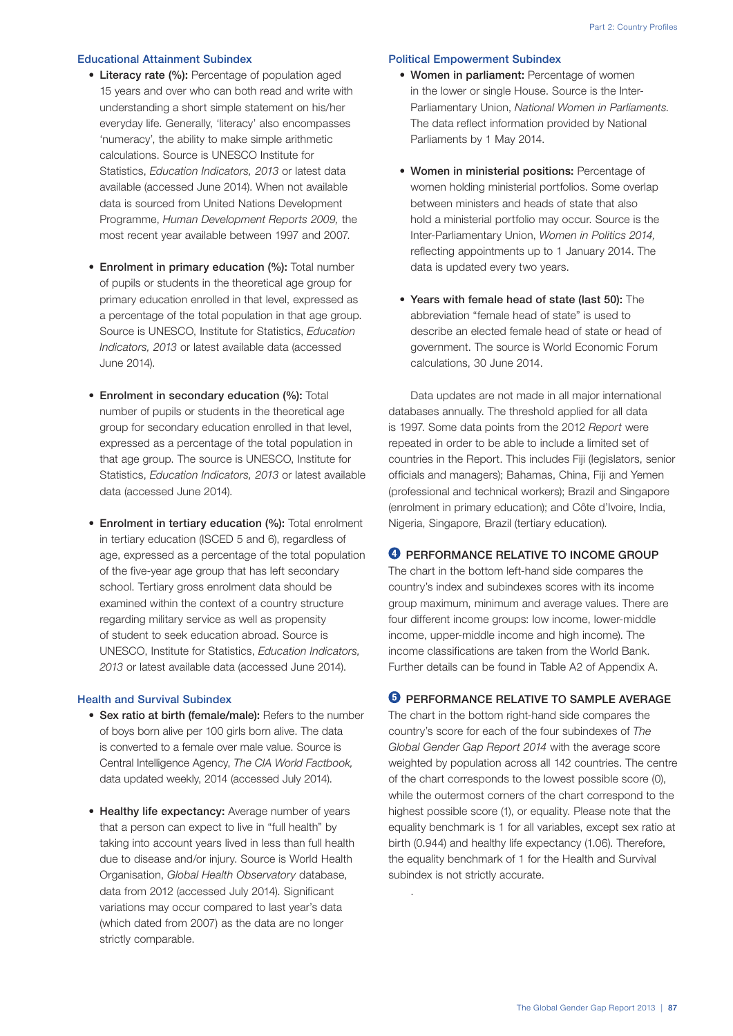### Educational Attainment Subindex

- **Literacy rate (%):** Percentage of population aged 15 years and over who can both read and write with understanding a short simple statement on his/her everyday life. Generally, 'literacy' also encompasses 'numeracy', the ability to make simple arithmetic calculations. Source is UNESCO Institute for Statistics, *Education Indicators, 2013* or latest data available (accessed June 2014). When not available data is sourced from United Nations Development Programme, *Human Development Reports 2009,* the most recent year available between 1997 and 2007.

- **Enrolment in primary education (%):** Total number of pupils or students in the theoretical age group for primary education enrolled in that level, expressed as a percentage of the total population in that age group. Source is UNESCO, Institute for Statistics, *Education Indicators, 2013* or latest available data (accessed June 2014).

- **Enrolment in secondary education (%):** Total number of pupils or students in the theoretical age group for secondary education enrolled in that level, expressed as a percentage of the total population in that age group. The source is UNESCO, Institute for Statistics, *Education Indicators, 2013* or latest available data (accessed June 2014).

- **Enrolment in tertiary education (%):** Total enrolment in tertiary education (ISCED 5 and 6), regardless of age, expressed as a percentage of the total population of the five-year age group that has left secondary school. Tertiary gross enrolment data should be examined within the context of a country structure regarding military service as well as propensity of student to seek education abroad. Source is UNESCO, Institute for Statistics, *Education Indicators, 2013* or latest available data (accessed June 2014).

### Health and Survival Subindex

- **Sex ratio at birth (female/male):** Refers to the number of boys born alive per 100 girls born alive. The data is converted to a female over male value. Source is Central Intelligence Agency, *The CIA World Factbook,* data updated weekly, 2014 (accessed July 2014).

- **Healthy life expectancy:** Average number of years that a person can expect to live in "full health" by taking into account years lived in less than full health due to disease and/or injury. Source is World Health Organisation, *Global Health Observatory* database, data from 2012 (accessed July 2014). Significant variations may occur compared to last year's data (which dated from 2007) as the data are no longer strictly comparable.

### Political Empowerment Subindex

- **Women in parliament:** Percentage of women in the lower or single House. Source is the Inter-Parliamentary Union, *National Women in Parliaments.* The data reflect information provided by National Parliaments by 1 May 2014.

- **Women in ministerial positions:** Percentage of women holding ministerial portfolios. Some overlap between ministers and heads of state that also hold a ministerial portfolio may occur. Source is the Inter-Parliamentary Union, *Women in Politics 2014,* reflecting appointments up to 1 January 2014. The data is updated every two years.

- **Years with female head of state (last 50):** The abbreviation "female head of state" is used to describe an elected female head of state or head of government. The source is World Economic Forum calculations, 30 June 2014.

Data updates are not made in all major international databases annually. The threshold applied for all data is 1997. Some data points from the 2012 *Report* were repeated in order to be able to include a limited set of countries in the Report. This includes Fiji (legislators, senior officials and managers); Bahamas, China, Fiji and Yemen (professional and technical workers); Brazil and Singapore (enrolment in primary education); and Côte d'Ivoire, India, Nigeria, Singapore, Brazil (tertiary education).

### 4 PERFORMANCE RELATIVE TO INCOME GROUP

The chart in the bottom left-hand side compares the country's index and subindexes scores with its income group maximum, minimum and average values. There are four different income groups: low income, lower-middle income, upper-middle income and high income). The income classifications are taken from the World Bank. Further details can be found in Table A2 of Appendix A.

### 5 PERFORMANCE RELATIVE TO SAMPLE AVERAGE

The chart in the bottom right-hand side compares the country's score for each of the four subindexes of *The Global Gender Gap Report 2014* with the average score weighted by population across all 142 countries. The centre of the chart corresponds to the lowest possible score (0), while the outermost corners of the chart correspond to the highest possible score (1), or equality. Please note that the equality benchmark is 1 for all variables, except sex ratio at birth (0.944) and healthy life expectancy (1.06). Therefore, the equality benchmark of 1 for the Health and Survival subindex is not strictly accurate.

.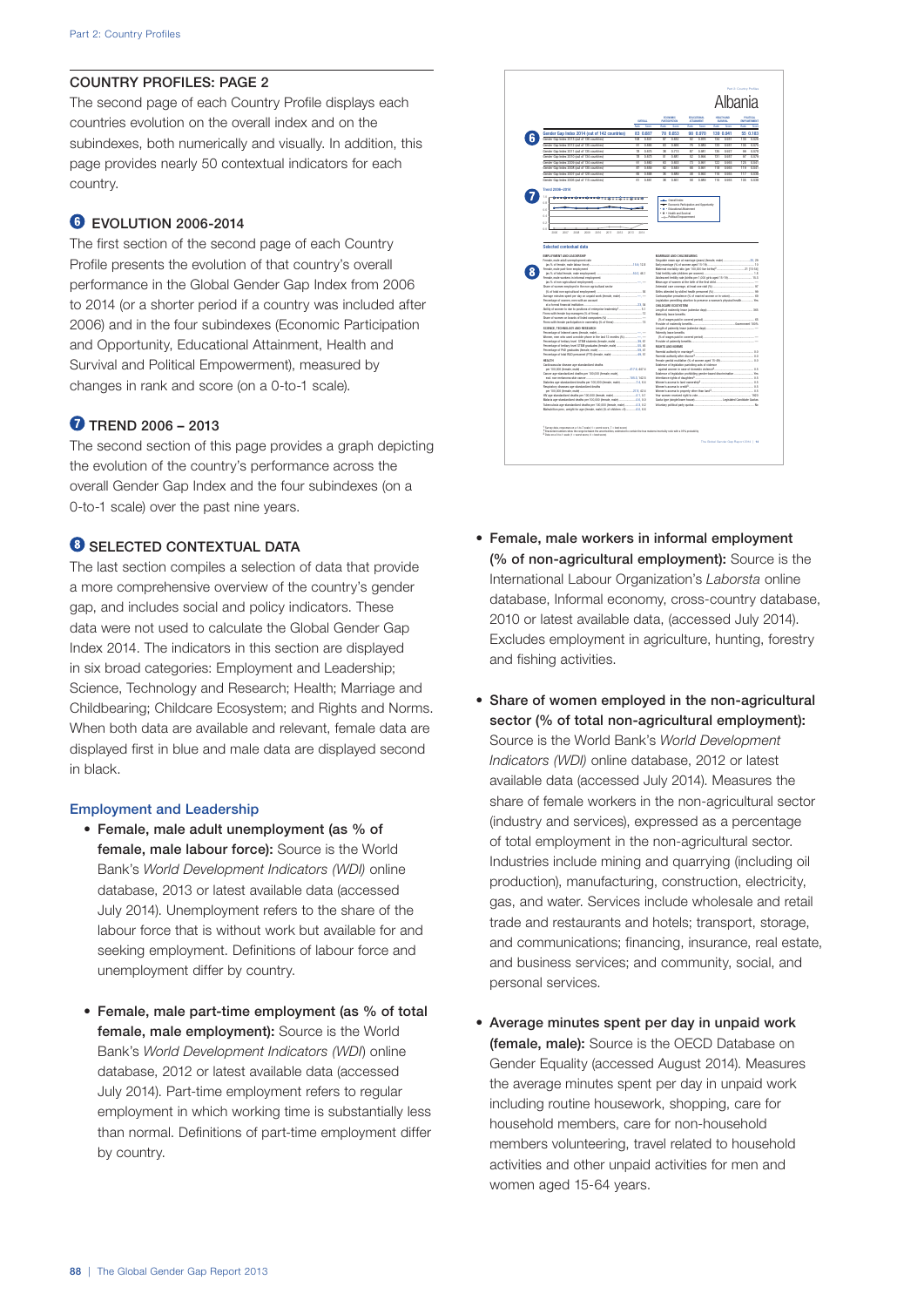## COUNTRY PROFILES: PAGE 2

The second page of each Country Profile displays each countries evolution on the overall index and on the subindexes, both numerically and visually. In addition, this page provides nearly 50 contextual indicators for each country.

### 6 EVOLUTION 2006-2014

The first section of the second page of each Country Profile presents the evolution of that country's overall performance in the Global Gender Gap Index from 2006 to 2014 (or a shorter period if a country was included after 2006) and in the four subindexes (Economic Participation and Opportunity, Educational Attainment, Health and Survival and Political Empowerment), measured by changes in rank and score (on a 0-to-1 scale).

### 7 TREND 2006 – 2013

The second section of this page provides a graph depicting the evolution of the country's performance across the overall Gender Gap Index and the four subindexes (on a 0-to-1 scale) over the past nine years.

### 8 SELECTED CONTEXTUAL DATA

The last section compiles a selection of data that provide a more comprehensive overview of the country's gender gap, and includes social and policy indicators. These data were not used to calculate the Global Gender Gap Index 2014. The indicators in this section are displayed in six broad categories: Employment and Leadership; Science, Technology and Research; Health; Marriage and Childbearing; Childcare Ecosystem; and Rights and Norms. When both data are available and relevant, female data are displayed first in blue and male data are displayed second in black.

#### Employment and Leadership

- **Female, male adult unemployment (as % of female, male labour force):** Source is the World Bank's *World Development Indicators (WDI)* online database, 2013 or latest available data (accessed July 2014). Unemployment refers to the share of the labour force that is without work but available for and seeking employment. Definitions of labour force and unemployment differ by country.
- **Female, male part-time employment (as % of total female, male employment):** Source is the World Bank's *World Development Indicators (WDI)* online database, 2012 or latest available data (accessed July 2014). Part-time employment refers to regular employment in which working time is substantially less than normal. Definitions of part-time employment differ by country.
- **Female, male workers in informal employment (% of non-agricultural employment):** Source is the International Labour Organization's *Laborsta* online database, Informal economy, cross-country database, 2010 or latest available data, (accessed July 2014). Excludes employment in agriculture, hunting, forestry and fishing activities.
- **Share of women employed in the non-agricultural sector (% of total non-agricultural employment):** Source is the World Bank's *World Development Indicators (WDI)* online database, 2012 or latest available data (accessed July 2014). Measures the share of female workers in the non-agricultural sector (industry and services), expressed as a percentage of total employment in the non-agricultural sector. Industries include mining and quarrying (including oil production), manufacturing, construction, electricity, gas, and water. Services include wholesale and retail trade and restaurants and hotels; transport, storage, and communications; financing, insurance, real estate, and business services; and community, social, and personal services.
- **Average minutes spent per day in unpaid work (female, male):** Source is the OECD Database on Gender Equality (accessed August 2014). Measures the average minutes spent per day in unpaid work including routine housework, shopping, care for household members, care for non-household members volunteering, travel related to household activities and other unpaid activities for men and women aged 15-64 years.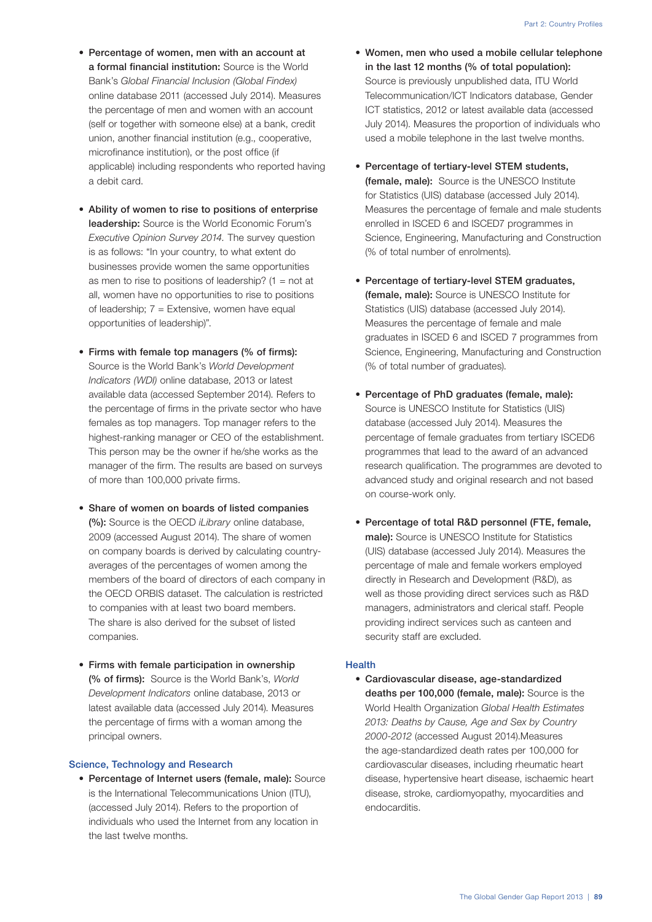- **Percentage of women, men with an account at a formal financial institution:** Source is the World Bank's *Global Financial Inclusion (Global Findex)* online database 2011 (accessed July 2014). Measures the percentage of men and women with an account (self or together with someone else) at a bank, credit union, another financial institution (e.g., cooperative, microfinance institution), or the post office (if applicable) including respondents who reported having a debit card.

- **Ability of women to rise to positions of enterprise leadership:** Source is the World Economic Forum's *Executive Opinion Survey 2014.* The survey question is as follows: "In your country, to what extent do businesses provide women the same opportunities as men to rise to positions of leadership? (1 = not at all, women have no opportunities to rise to positions of leadership; 7 = Extensive, women have equal opportunities of leadership)".

- **Firms with female top managers (% of firms):** Source is the World Bank's *World Development Indicators (WDI)* online database, 2013 or latest available data (accessed September 2014). Refers to the percentage of firms in the private sector who have females as top managers. Top manager refers to the highest-ranking manager or CEO of the establishment. This person may be the owner if he/she works as the manager of the firm. The results are based on surveys of more than 100,000 private firms.

- **Share of women on boards of listed companies (%):** Source is the OECD *iLibrary* online database, 2009 (accessed August 2014). The share of women on company boards is derived by calculating country-averages of the percentages of women among the members of the board of directors of each company in the OECD ORBIS dataset. The calculation is restricted to companies with at least two board members. The share is also derived for the subset of listed companies.

- **Firms with female participation in ownership (% of firms):** Source is the World Bank's, *World Development Indicators* online database, 2013 or latest available data (accessed July 2014). Measures the percentage of firms with a woman among the principal owners.

### Science, Technology and Research

- **Percentage of Internet users (female, male):** Source is the International Telecommunications Union (ITU), (accessed July 2014). Refers to the proportion of individuals who used the Internet from any location in the last twelve months.

- **Women, men who used a mobile cellular telephone in the last 12 months (% of total population):** Source is previously unpublished data, ITU World Telecommunication/ICT Indicators database, Gender ICT statistics, 2012 or latest available data (accessed July 2014). Measures the proportion of individuals who used a mobile telephone in the last twelve months.

- **Percentage of tertiary-level STEM students, (female, male):** Source is the UNESCO Institute for Statistics (UIS) database (accessed July 2014). Measures the percentage of female and male students enrolled in ISCED 6 and ISCED7 programmes in Science, Engineering, Manufacturing and Construction (% of total number of enrolments).

- **Percentage of tertiary-level STEM graduates, (female, male):** Source is UNESCO Institute for Statistics (UIS) database (accessed July 2014). Measures the percentage of female and male graduates in ISCED 6 and ISCED 7 programmes from Science, Engineering, Manufacturing and Construction (% of total number of graduates).

- **Percentage of PhD graduates (female, male):** Source is UNESCO Institute for Statistics (UIS) database (accessed July 2014). Measures the percentage of female graduates from tertiary ISCED6 programmes that lead to the award of an advanced research qualification. The programmes are devoted to advanced study and original research and not based on course-work only.

- **Percentage of total R&D personnel (FTE, female, male):** Source is UNESCO Institute for Statistics (UIS) database (accessed July 2014). Measures the percentage of male and female workers employed directly in Research and Development (R&D), as well as those providing direct services such as R&D managers, administrators and clerical staff. People providing indirect services such as canteen and security staff are excluded.

### Health

- **Cardiovascular disease, age-standardized deaths per 100,000 (female, male):** Source is the World Health Organization *Global Health Estimates 2013: Deaths by Cause, Age and Sex by Country 2000-2012* (accessed August 2014).Measures the age-standardized death rates per 100,000 for cardiovascular diseases, including rheumatic heart disease, hypertensive heart disease, ischaemic heart disease, stroke, cardiomyopathy, myocardities and endocarditis.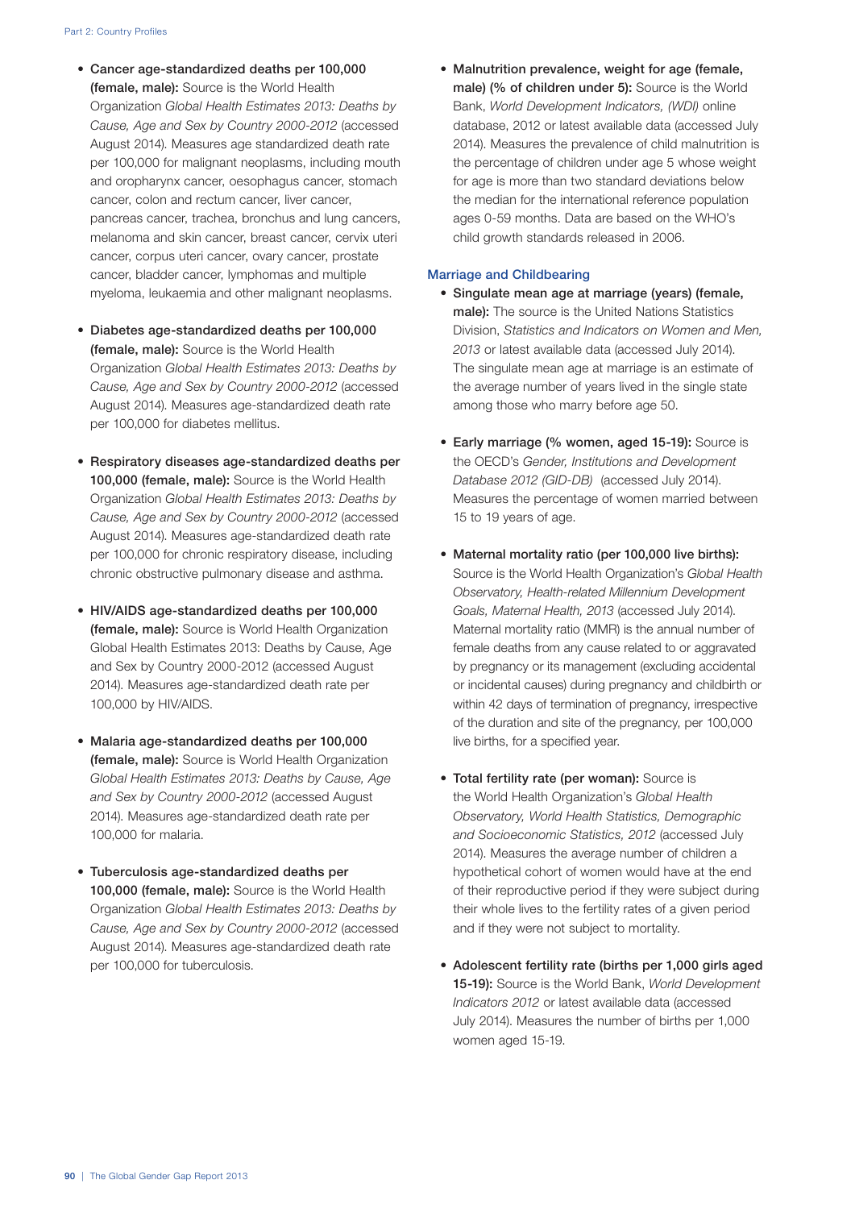- **Cancer age-standardized deaths per 100,000 (female, male):** Source is the World Health Organization *Global Health Estimates 2013: Deaths by Cause, Age and Sex by Country 2000-2012* (accessed August 2014). Measures age standardized death rate per 100,000 for malignant neoplasms, including mouth and oropharynx cancer, oesophagus cancer, stomach cancer, colon and rectum cancer, liver cancer, pancreas cancer, trachea, bronchus and lung cancers, melanoma and skin cancer, breast cancer, cervix uteri cancer, corpus uteri cancer, ovary cancer, prostate cancer, bladder cancer, lymphomas and multiple myeloma, leukaemia and other malignant neoplasms.

- **Diabetes age-standardized deaths per 100,000 (female, male):** Source is the World Health Organization *Global Health Estimates 2013: Deaths by Cause, Age and Sex by Country 2000-2012* (accessed August 2014). Measures age-standardized death rate per 100,000 for diabetes mellitus.

- **Respiratory diseases age-standardized deaths per 100,000 (female, male):** Source is the World Health Organization *Global Health Estimates 2013: Deaths by Cause, Age and Sex by Country 2000-2012* (accessed August 2014). Measures age-standardized death rate per 100,000 for chronic respiratory disease, including chronic obstructive pulmonary disease and asthma.

- **HIV/AIDS age-standardized deaths per 100,000 (female, male):** Source is World Health Organization Global Health Estimates 2013: Deaths by Cause, Age and Sex by Country 2000-2012 (accessed August 2014). Measures age-standardized death rate per 100,000 by HIV/AIDS.

- **Malaria age-standardized deaths per 100,000 (female, male):** Source is World Health Organization *Global Health Estimates 2013: Deaths by Cause, Age and Sex by Country 2000-2012* (accessed August 2014). Measures age-standardized death rate per 100,000 for malaria.

- **Tuberculosis age-standardized deaths per 100,000 (female, male):** Source is the World Health Organization *Global Health Estimates 2013: Deaths by Cause, Age and Sex by Country 2000-2012* (accessed August 2014). Measures age-standardized death rate per 100,000 for tuberculosis.

- **Malnutrition prevalence, weight for age (female, male) (% of children under 5):** Source is the World Bank, *World Development Indicators, (WDI)* online database, 2012 or latest available data (accessed July 2014). Measures the prevalence of child malnutrition is the percentage of children under age 5 whose weight for age is more than two standard deviations below the median for the international reference population ages 0-59 months. Data are based on the WHO's child growth standards released in 2006.

### Marriage and Childbearing

- **Singulate mean age at marriage (years) (female, male):** The source is the United Nations Statistics Division, *Statistics and Indicators on Women and Men, 2013* or latest available data (accessed July 2014). The singulate mean age at marriage is an estimate of the average number of years lived in the single state among those who marry before age 50.

- **Early marriage (% women, aged 15-19):** Source is the OECD's *Gender, Institutions and Development Database 2012 (GID-DB)* (accessed July 2014). Measures the percentage of women married between 15 to 19 years of age.

- **Maternal mortality ratio (per 100,000 live births):** Source is the World Health Organization's *Global Health Observatory, Health-related Millennium Development Goals, Maternal Health, 2013* (accessed July 2014). Maternal mortality ratio (MMR) is the annual number of female deaths from any cause related to or aggravated by pregnancy or its management (excluding accidental or incidental causes) during pregnancy and childbirth or within 42 days of termination of pregnancy, irrespective of the duration and site of the pregnancy, per 100,000 live births, for a specified year.

- **Total fertility rate (per woman):** Source is the World Health Organization's *Global Health Observatory, World Health Statistics, Demographic and Socioeconomic Statistics, 2012* (accessed July 2014). Measures the average number of children a hypothetical cohort of women would have at the end of their reproductive period if they were subject during their whole lives to the fertility rates of a given period and if they were not subject to mortality.

- **Adolescent fertility rate (births per 1,000 girls aged 15-19):** Source is the World Bank, *World Development Indicators 2012* or latest available data (accessed July 2014). Measures the number of births per 1,000 women aged 15-19.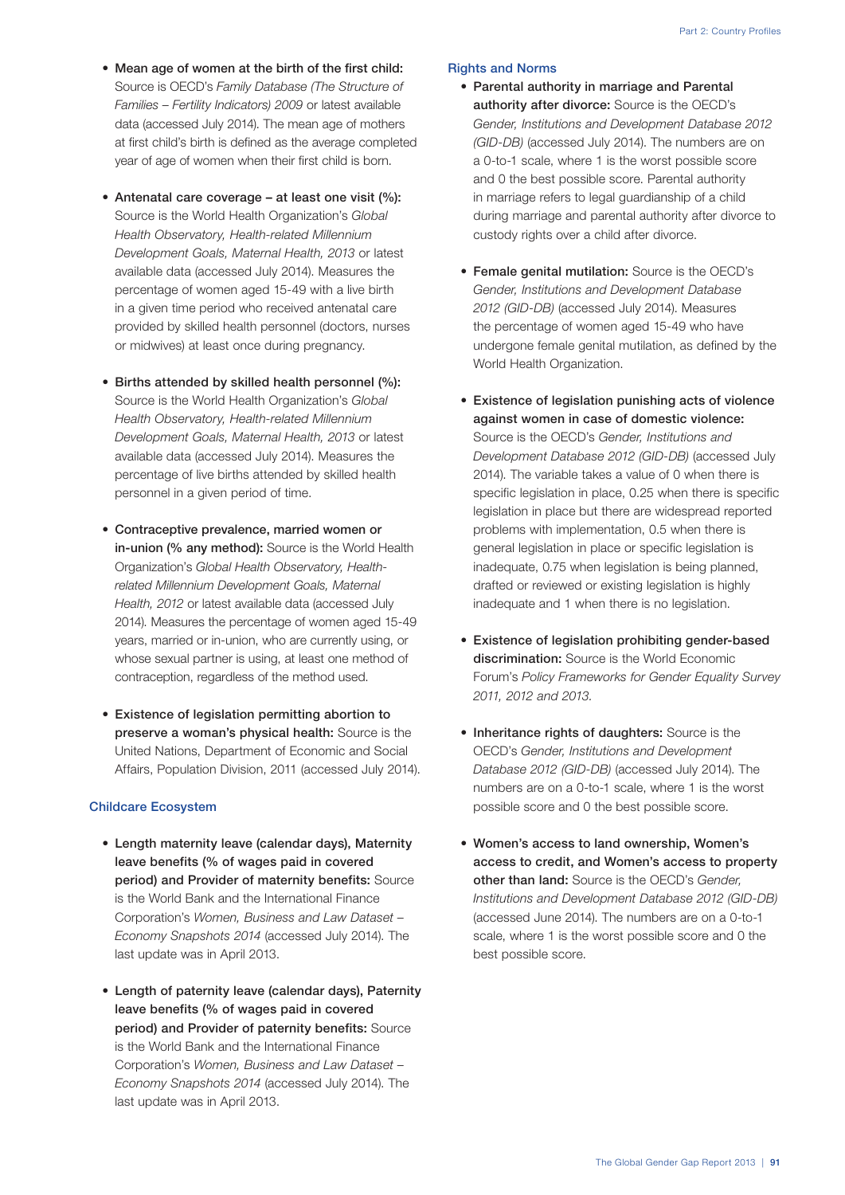- **Mean age of women at the birth of the first child:** Source is OECD's *Family Database (The Structure of Families – Fertility Indicators) 2009* or latest available data (accessed July 2014). The mean age of mothers at first child's birth is defined as the average completed year of age of women when their first child is born.

- **Antenatal care coverage – at least one visit (%):** Source is the World Health Organization's *Global Health Observatory, Health-related Millennium Development Goals, Maternal Health, 2013* or latest available data (accessed July 2014). Measures the percentage of women aged 15-49 with a live birth in a given time period who received antenatal care provided by skilled health personnel (doctors, nurses or midwives) at least once during pregnancy.

- **Births attended by skilled health personnel (%):** Source is the World Health Organization's *Global Health Observatory, Health-related Millennium Development Goals, Maternal Health, 2013* or latest available data (accessed July 2014). Measures the percentage of live births attended by skilled health personnel in a given period of time.

- **Contraceptive prevalence, married women or in-union (% any method):** Source is the World Health Organization's *Global Health Observatory, Health-related Millennium Development Goals, Maternal Health, 2012* or latest available data (accessed July 2014). Measures the percentage of women aged 15-49 years, married or in-union, who are currently using, or whose sexual partner is using, at least one method of contraception, regardless of the method used.

- **Existence of legislation permitting abortion to preserve a woman's physical health:** Source is the United Nations, Department of Economic and Social Affairs, Population Division, 2011 (accessed July 2014).

### Childcare Ecosystem

- **Length maternity leave (calendar days), Maternity leave benefits (% of wages paid in covered period) and Provider of maternity benefits:** Source is the World Bank and the International Finance Corporation's *Women, Business and Law Dataset – Economy Snapshots 2014* (accessed July 2014). The last update was in April 2013.

- **Length of paternity leave (calendar days), Paternity leave benefits (% of wages paid in covered period) and Provider of paternity benefits:** Source is the World Bank and the International Finance Corporation's *Women, Business and Law Dataset – Economy Snapshots 2014* (accessed July 2014). The last update was in April 2013.

### Rights and Norms

- **Parental authority in marriage and Parental authority after divorce:** Source is the OECD's *Gender, Institutions and Development Database 2012 (GID-DB)* (accessed July 2014). The numbers are on a 0-to-1 scale, where 1 is the worst possible score and 0 the best possible score. Parental authority in marriage refers to legal guardianship of a child during marriage and parental authority after divorce to custody rights over a child after divorce.

- **Female genital mutilation:** Source is the OECD's *Gender, Institutions and Development Database 2012 (GID-DB)* (accessed July 2014). Measures the percentage of women aged 15-49 who have undergone female genital mutilation, as defined by the World Health Organization.

- **Existence of legislation punishing acts of violence against women in case of domestic violence:** Source is the OECD's *Gender, Institutions and Development Database 2012 (GID-DB)* (accessed July 2014). The variable takes a value of 0 when there is specific legislation in place, 0.25 when there is specific legislation in place but there are widespread reported problems with implementation, 0.5 when there is general legislation in place or specific legislation is inadequate, 0.75 when legislation is being planned, drafted or reviewed or existing legislation is highly inadequate and 1 when there is no legislation.

- **Existence of legislation prohibiting gender-based discrimination:** Source is the World Economic Forum's *Policy Frameworks for Gender Equality Survey 2011, 2012 and 2013.*

- **Inheritance rights of daughters:** Source is the OECD's *Gender, Institutions and Development Database 2012 (GID-DB)* (accessed July 2014). The numbers are on a 0-to-1 scale, where 1 is the worst possible score and 0 the best possible score.

- **Women's access to land ownership, Women's access to credit, and Women's access to property other than land:** Source is the OECD's *Gender, Institutions and Development Database 2012 (GID-DB)* (accessed June 2014). The numbers are on a 0-to-1 scale, where 1 is the worst possible score and 0 the best possible score.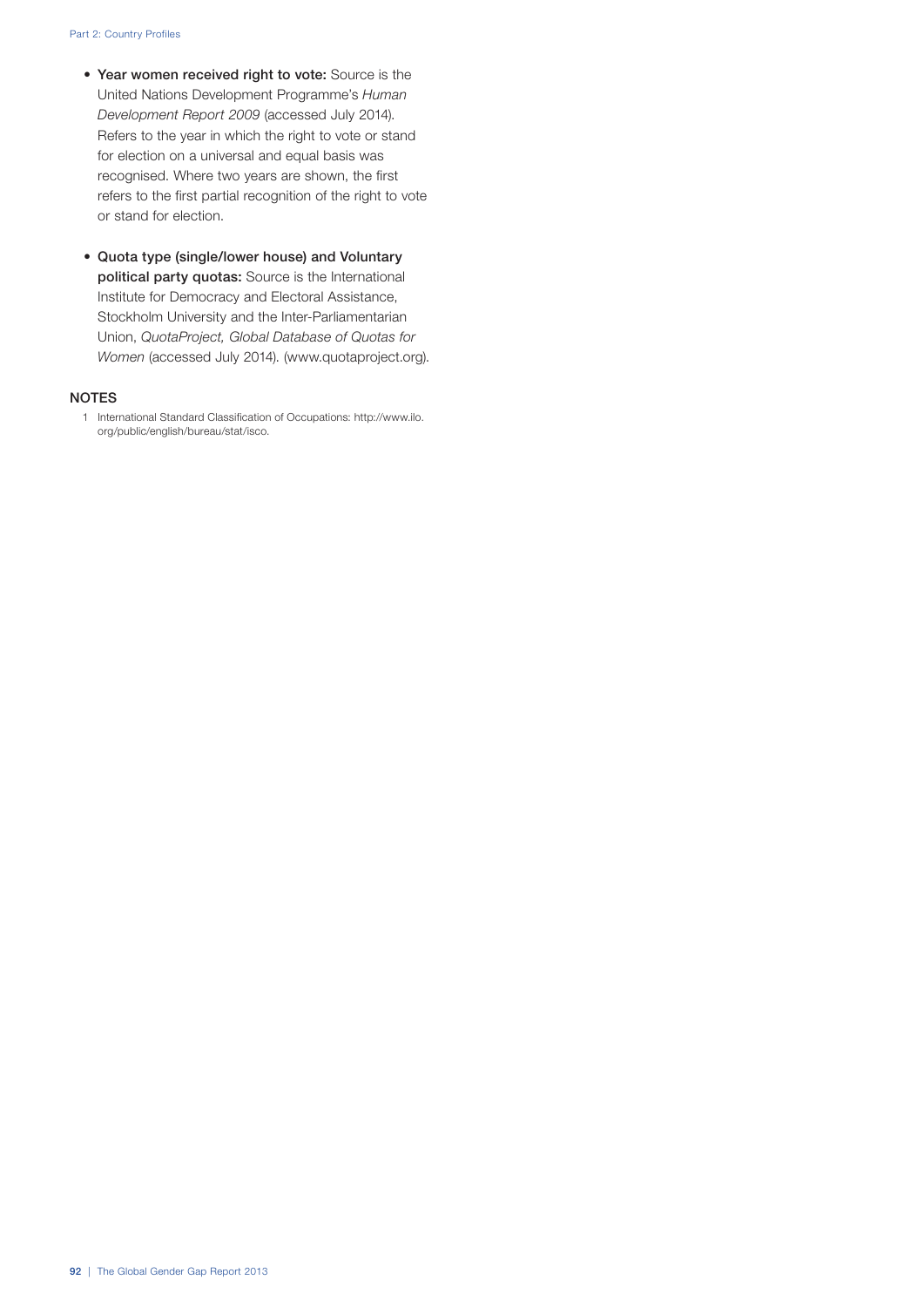- **Year women received right to vote:** Source is the United Nations Development Programme's *Human Development Report 2009* (accessed July 2014). Refers to the year in which the right to vote or stand for election on a universal and equal basis was recognised. Where two years are shown, the first refers to the first partial recognition of the right to vote or stand for election.

- **Quota type (single/lower house) and Voluntary political party quotas:** Source is the International Institute for Democracy and Electoral Assistance, Stockholm University and the Inter-Parliamentarian Union, *QuotaProject, Global Database of Quotas for Women* (accessed July 2014). (www.quotaproject.org).

## NOTES

1 International Standard Classification of Occupations: http://www.ilo.org/public/english/bureau/stat/isco.